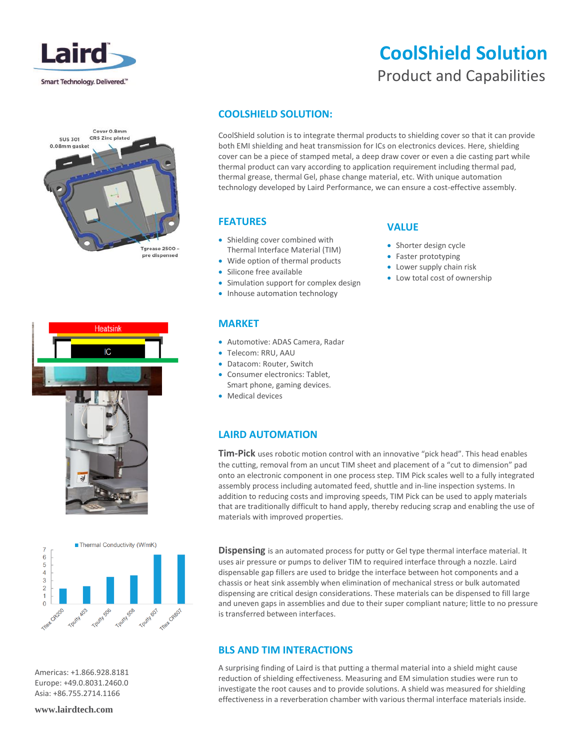# CoolShield Solution

Product and Capabilities

Laird

Smart Technology. Delivered.™

Cover 0.8mm CRS Zinc plated

SUS 301 0.08mm gasket

Tgrease 2500 – pre dispensed

Heatsink

IC

■ Thermal Conductivity (W/mK)

## COOLSHIELD SOLUTION:

CoolShield solution is to integrate thermal products to shielding cover so that it can provide both EMI shielding and heat transmission for ICs on electronics devices. Here, shielding cover can be a piece of stamped metal, a deep draw cover or even a die casting part while thermal product can vary according to application requirement including thermal pad, thermal grease, thermal Gel, phase change material, etc. With unique automation technology developed by Laird Performance, we can ensure a cost-effective assembly.

## FEATURES

- Shielding cover combined with Thermal Interface Material (TIM)
- Wide option of thermal products
- Silicone free available
- Simulation support for complex design
- Inhouse automation technology

## VALUE

- Shorter design cycle
- Faster prototyping
- Lower supply chain risk
- Low total cost of ownership

## MARKET

- Automotive: ADAS Camera, Radar
- Telecom: RRU, AAU
- Datacom: Router, Switch
- Consumer electronics: Tablet, Smart phone, gaming devices.
- Medical devices

## LAIRD AUTOMATION

**Tim-Pick** uses robotic motion control with an innovative "pick head". This head enables the cutting, removal from an uncut TIM sheet and placement of a "cut to dimension" pad onto an electronic component in one process step. TIM Pick scales well to a fully integrated assembly process including automated feed, shuttle and in-line inspection systems. In addition to reducing costs and improving speeds, TIM Pick can be used to apply materials that are traditionally difficult to hand apply, thereby reducing scrap and enabling the use of materials with improved properties.

**Dispensing** is an automated process for putty or Gel type thermal interface material. It uses air pressure or pumps to deliver TIM to required interface through a nozzle. Laird dispensable gap fillers are used to bridge the interface between hot components and a chassis or heat sink assembly when elimination of mechanical stress or bulk automated dispensing are critical design considerations. These materials can be dispensed to fill large and uneven gaps in assemblies and due to their super compliant nature; little to no pressure is transferred between interfaces.

## BLS AND TIM INTERACTIONS

A surprising finding of Laird is that putting a thermal material into a shield might cause reduction of shielding effectiveness. Measuring and EM simulation studies were run to investigate the root causes and to provide solutions. A shield was measured for shielding effectiveness in a reverberation chamber with various thermal interface materials inside.

Americas: +1.866.928.8181
Europe: +49.0.8031.2460.0
Asia: +86.755.2714.1166

**www.lairdtech.com**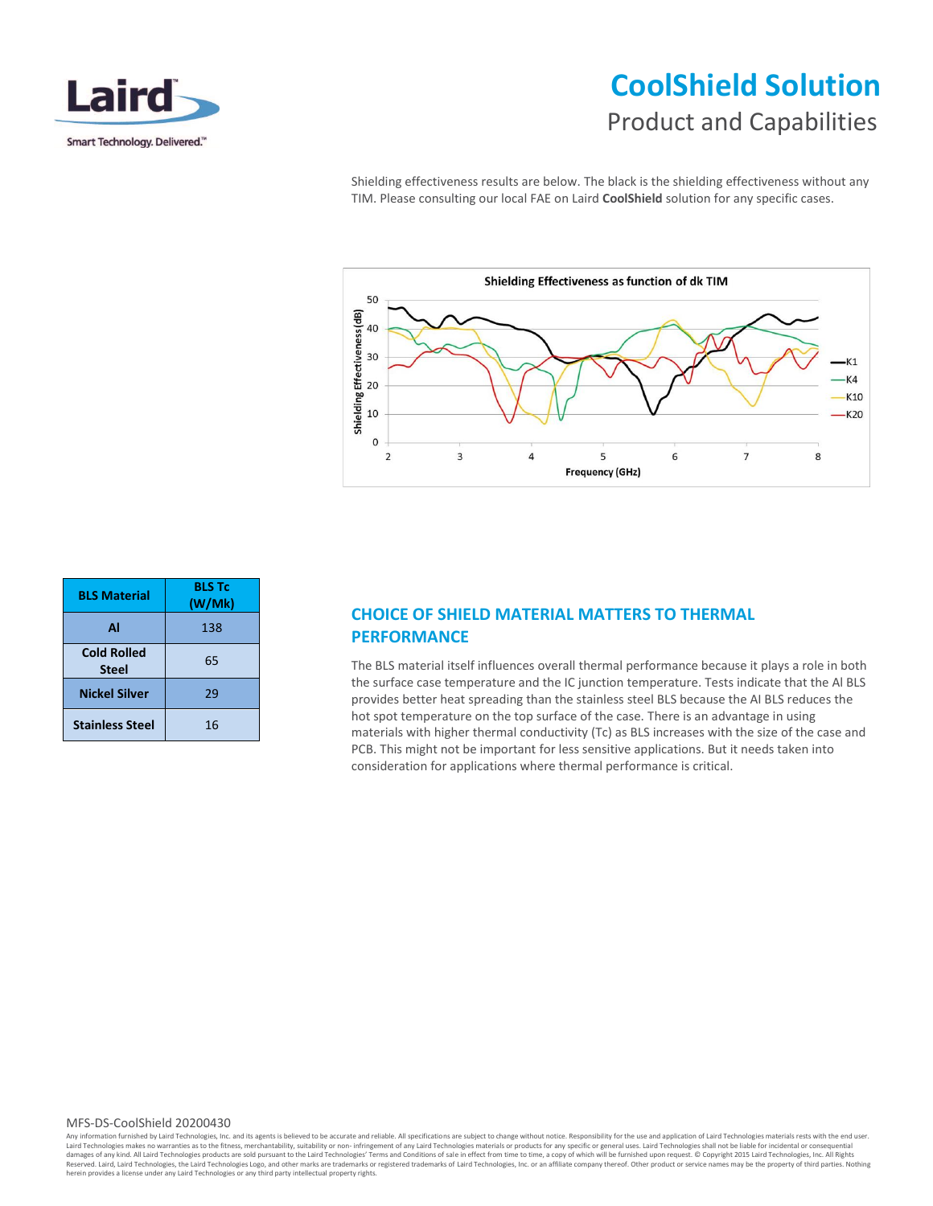# CoolShield Solution

Product and Capabilities

Shielding effectiveness results are below. The black is the shielding effectiveness without any TIM. Please consulting our local FAE on Laird **CoolShield** solution for any specific cases.

Shielding Effectiveness as function of dk TIM

Shielding Effectiveness (dB)

50
40
30
20
10
0

2 3 4 5 6 7 8

Frequency (GHz)

K1
K4
K10
K20

| BLS Material | BLS Tc (W/Mk) |
|---|---|
| Al | 138 |
| Cold Rolled Steel | 65 |
| Nickel Silver | 29 |
| Stainless Steel | 16 |

## CHOICE OF SHIELD MATERIAL MATTERS TO THERMAL PERFORMANCE

The BLS material itself influences overall thermal performance because it plays a role in both the surface case temperature and the IC junction temperature. Tests indicate that the Al BLS provides better heat spreading than the stainless steel BLS because the Al BLS reduces the hot spot temperature on the top surface of the case. There is an advantage in using materials with higher thermal conductivity (Tc) as BLS increases with the size of the case and PCB. This might not be important for less sensitive applications. But it needs taken into consideration for applications where thermal performance is critical.

MFS-DS-CoolShield 20200430

Any information furnished by Laird Technologies, Inc. and its agents is believed to be accurate and reliable. All specifications are subject to change without notice. Responsibility for the use and application of Laird Technologies materials rests with the end user. Laird Technologies makes no warranties as to the fitness, merchantability, suitability or non- infringement of any Laird Technologies materials or products for any specific or general uses. Laird Technologies shall not be liable for incidental or consequential damages of any kind. All Laird Technologies products are sold pursuant to the Laird Technologies' Terms and Conditions of sale in effect from time to time, a copy of which will be furnished upon request. © Copyright 2015 Laird Technologies, Inc. All Rights Reserved. Laird, Laird Technologies, the Laird Technologies Logo, and other marks are trademarks or registered trademarks of Laird Technologies, Inc. or an affiliate company thereof. Other product or service names may be the property of third parties. Nothing herein provides a license under any Laird Technologies or any third party intellectual property rights.